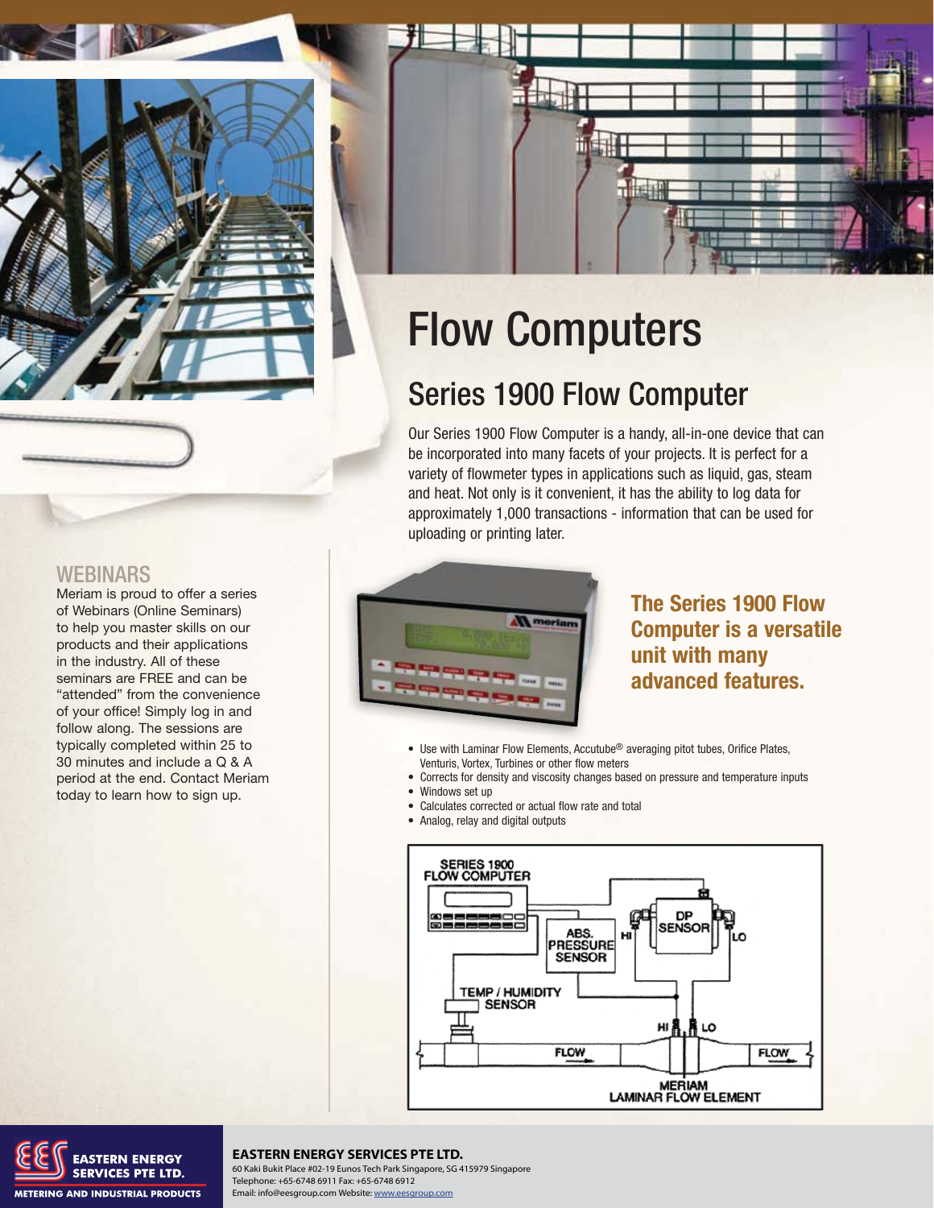# Flow Computers

## Series 1900 Flow Computer

Our Series 1900 Flow Computer is a handy, all-in-one device that can be incorporated into many facets of your projects. It is perfect for a variety of flowmeter types in applications such as liquid, gas, steam and heat. Not only is it convenient, it has the ability to log data for approximately 1,000 transactions - information that can be used for uploading or printing later.

**The Series 1900 Flow Computer is a versatile unit with many advanced features.**

- Use with Laminar Flow Elements, Accutube® averaging pitot tubes, Orifice Plates, Venturis, Vortex, Turbines or other flow meters
- Corrects for density and viscosity changes based on pressure and temperature inputs
- Windows set up
- Calculates corrected or actual flow rate and total
- Analog, relay and digital outputs

## WEBINARS

Meriam is proud to offer a series of Webinars (Online Seminars) to help you master skills on our products and their applications in the industry. All of these seminars are FREE and can be "attended" from the convenience of your office! Simply log in and follow along. The sessions are typically completed within 25 to 30 minutes and include a Q & A period at the end. Contact Meriam today to learn how to sign up.

**EASTERN ENERGY SERVICES PTE LTD.**
60 Kaki Bukit Place #02-19 Eunos Tech Park Singapore, SG 415979 Singapore
Telephone: +65-6748 6911 Fax: +65-6748 6912
Email: info@eesgroup.com Website: www.eesgroup.com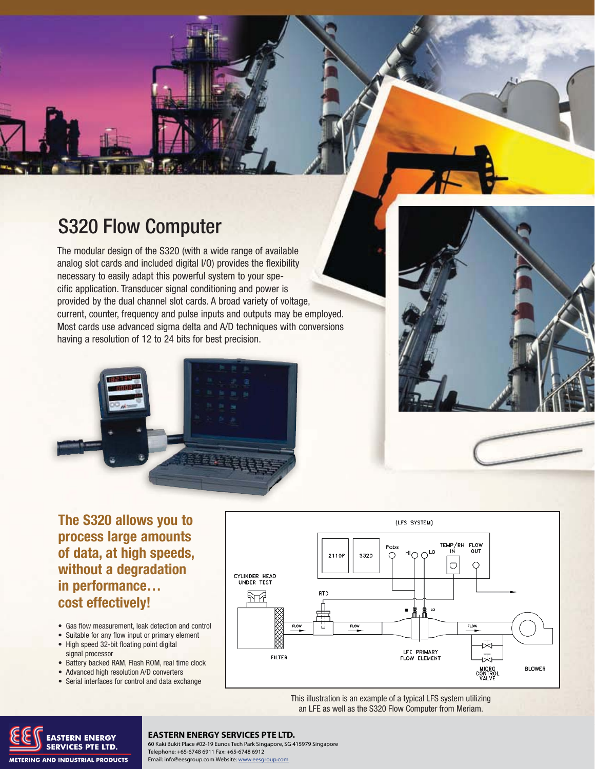# S320 Flow Computer

The modular design of the S320 (with a wide range of available analog slot cards and included digital I/O) provides the flexibility necessary to easily adapt this powerful system to your specific application. Transducer signal conditioning and power is provided by the dual channel slot cards. A broad variety of voltage, current, counter, frequency and pulse inputs and outputs may be employed. Most cards use advanced sigma delta and A/D techniques with conversions having a resolution of 12 to 24 bits for best precision.

## The S320 allows you to process large amounts of data, at high speeds, without a degradation in performance… cost effectively!

- Gas flow measurement, leak detection and control
- Suitable for any flow input or primary element
- High speed 32-bit floating point digital signal processor
- Battery backed RAM, Flash ROM, real time clock
- Advanced high resolution A/D converters
- Serial interfaces for control and data exchange

This illustration is an example of a typical LFS system utilizing an LFE as well as the S320 Flow Computer from Meriam.

**EASTERN ENERGY SERVICES PTE LTD.**
60 Kaki Bukit Place #02-19 Eunos Tech Park Singapore, SG 415979 Singapore
Telephone: +65-6748 6911 Fax: +65-6748 6912
Email: info@eesgroup.com Website: www.eesgroup.com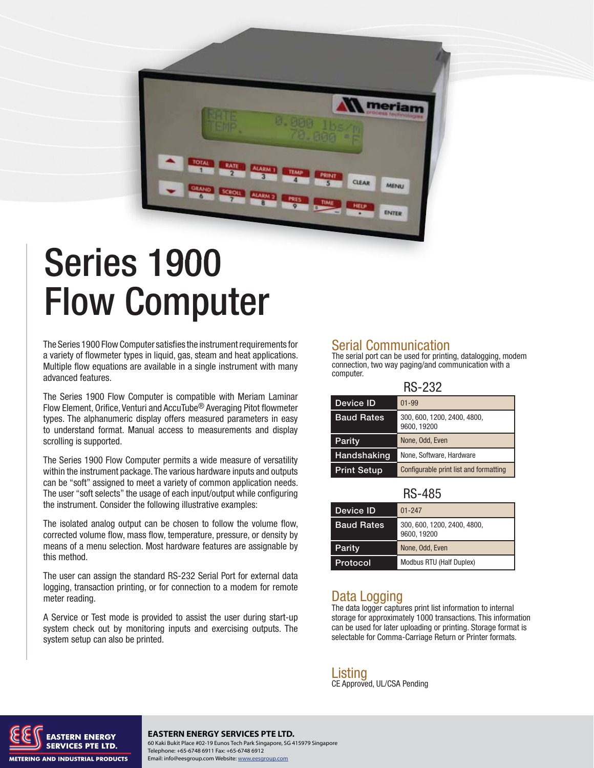# Series 1900 Flow Computer

The Series 1900 Flow Computer satisfies the instrument requirements for a variety of flowmeter types in liquid, gas, steam and heat applications. Multiple flow equations are available in a single instrument with many advanced features.

The Series 1900 Flow Computer is compatible with Meriam Laminar Flow Element, Orifice, Venturi and AccuTube® Averaging Pitot flowmeter types. The alphanumeric display offers measured parameters in easy to understand format. Manual access to measurements and display scrolling is supported.

The Series 1900 Flow Computer permits a wide measure of versatility within the instrument package. The various hardware inputs and outputs can be "soft" assigned to meet a variety of common application needs. The user "soft selects" the usage of each input/output while configuring the instrument. Consider the following illustrative examples:

The isolated analog output can be chosen to follow the volume flow, corrected volume flow, mass flow, temperature, pressure, or density by means of a menu selection. Most hardware features are assignable by this method.

The user can assign the standard RS-232 Serial Port for external data logging, transaction printing, or for connection to a modem for remote meter reading.

A Service or Test mode is provided to assist the user during start-up system check out by monitoring inputs and exercising outputs. The system setup can also be printed.

## Serial Communication

The serial port can be used for printing, datalogging, modem connection, two way paging/and communication with a computer.

### RS-232

| | |
|---|---|
| Device ID | 01-99 |
| Baud Rates | 300, 600, 1200, 2400, 4800, 9600, 19200 |
| Parity | None, Odd, Even |
| Handshaking | None, Software, Hardware |
| Print Setup | Configurable print list and formatting |

### RS-485

| | |
|---|---|
| Device ID | 01-247 |
| Baud Rates | 300, 600, 1200, 2400, 4800, 9600, 19200 |
| Parity | None, Odd, Even |
| Protocol | Modbus RTU (Half Duplex) |

## Data Logging

The data logger captures print list information to internal storage for approximately 1000 transactions. This information can be used for later uploading or printing. Storage format is selectable for Comma-Carriage Return or Printer formats.

## Listing

CE Approved, UL/CSA Pending

**EASTERN ENERGY SERVICES PTE LTD.**
60 Kaki Bukit Place #02-19 Eunos Tech Park Singapore, SG 415979 Singapore
Telephone: +65-6748 6911 Fax: +65-6748 6912
Email: info@eesgroup.com Website: www.eesgroup.com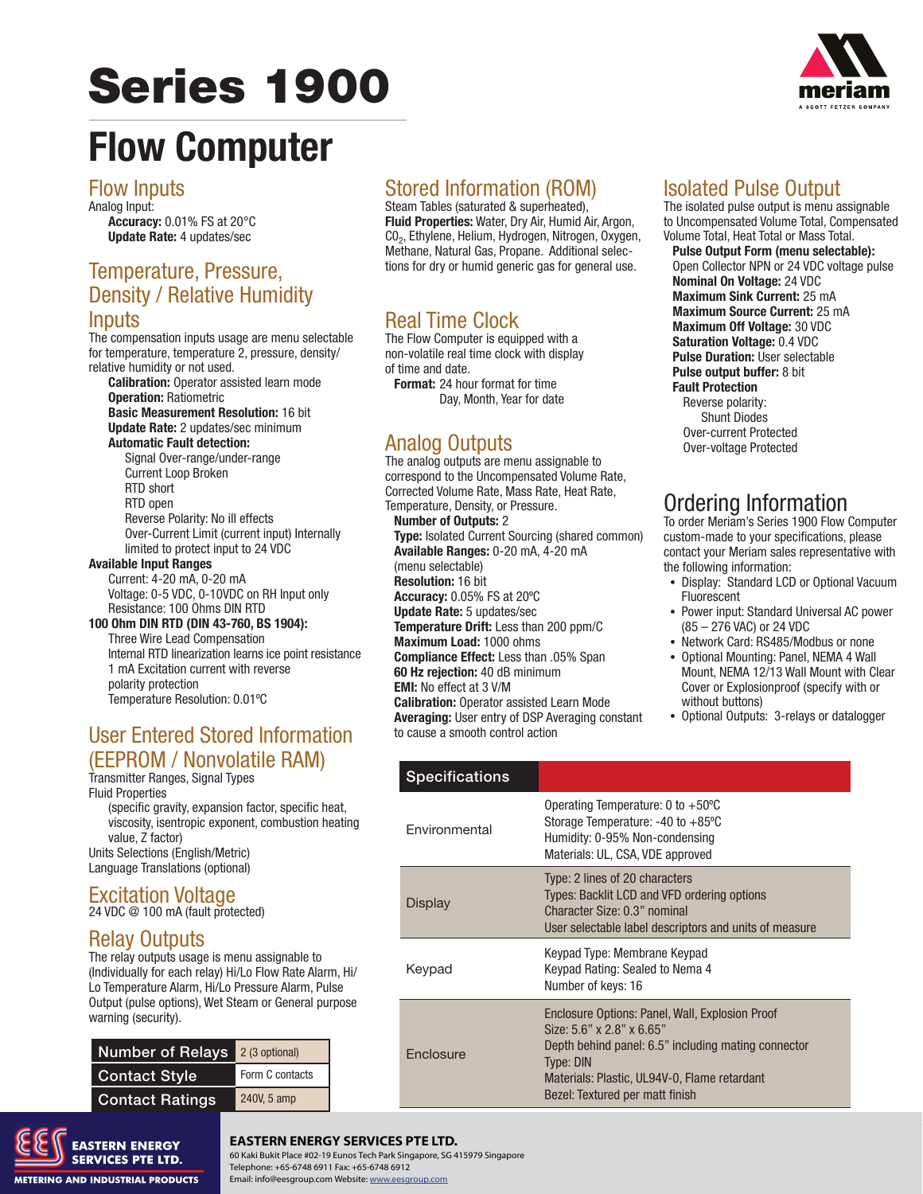# Series 1900

# Flow Computer

## Flow Inputs

Analog Input:

**Accuracy:** 0.01% FS at 20°C
**Update Rate:** 4 updates/sec

## Temperature, Pressure, Density / Relative Humidity Inputs

The compensation inputs usage are menu selectable for temperature, temperature 2, pressure, density/ relative humidity or not used.

**Calibration:** Operator assisted learn mode
**Operation:** Ratiometric
**Basic Measurement Resolution:** 16 bit
**Update Rate:** 2 updates/sec minimum
**Automatic Fault detection:**

- Signal Over-range/under-range
- Current Loop Broken
- RTD short
- RTD open
- Reverse Polarity: No ill effects
- Over-Current Limit (current input) Internally limited to protect input to 24 VDC

**Available Input Ranges**

Current: 4-20 mA, 0-20 mA
Voltage: 0-5 VDC, 0-10VDC on RH Input only
Resistance: 100 Ohms DIN RTD

**100 Ohm DIN RTD (DIN 43-760, BS 1904):**

Three Wire Lead Compensation
Internal RTD linearization learns ice point resistance
1 mA Excitation current with reverse polarity protection
Temperature Resolution: 0.01ºC

## User Entered Stored Information (EEPROM / Nonvolatile RAM)

Transmitter Ranges, Signal Types
Fluid Properties
(specific gravity, expansion factor, specific heat, viscosity, isentropic exponent, combustion heating value, Z factor)
Units Selections (English/Metric)
Language Translations (optional)

## Excitation Voltage

24 VDC @ 100 mA (fault protected)

## Relay Outputs

The relay outputs usage is menu assignable to (Individually for each relay) Hi/Lo Flow Rate Alarm, Hi/ Lo Temperature Alarm, Hi/Lo Pressure Alarm, Pulse Output (pulse options), Wet Steam or General purpose warning (security).

| Number of Relays | 2 (3 optional) |
|---|---|
| Contact Style | Form C contacts |
| Contact Ratings | 240V, 5 amp |

## Stored Information (ROM)

Steam Tables (saturated & superheated),
**Fluid Properties:** Water, Dry Air, Humid Air, Argon, $CO_2$, Ethylene, Helium, Hydrogen, Nitrogen, Oxygen, Methane, Natural Gas, Propane. Additional selections for dry or humid generic gas for general use.

## Real Time Clock

The Flow Computer is equipped with a non-volatile real time clock with display of time and date.

**Format:** 24 hour format for time
Day, Month, Year for date

## Analog Outputs

The analog outputs are menu assignable to correspond to the Uncompensated Volume Rate, Corrected Volume Rate, Mass Rate, Heat Rate, Temperature, Density, or Pressure.

**Number of Outputs:** 2
**Type:** Isolated Current Sourcing (shared common)
**Available Ranges:** 0-20 mA, 4-20 mA (menu selectable)
**Resolution:** 16 bit
**Accuracy:** 0.05% FS at 20ºC
**Update Rate:** 5 updates/sec
**Temperature Drift:** Less than 200 ppm/C
**Maximum Load:** 1000 ohms
**Compliance Effect:** Less than .05% Span
**60 Hz rejection:** 40 dB minimum
**EMI:** No effect at 3 V/M
**Calibration:** Operator assisted Learn Mode
**Averaging:** User entry of DSP Averaging constant to cause a smooth control action

## Isolated Pulse Output

The isolated pulse output is menu assignable to Uncompensated Volume Total, Compensated Volume Total, Heat Total or Mass Total.

**Pulse Output Form (menu selectable):** Open Collector NPN or 24 VDC voltage pulse
**Nominal On Voltage:** 24 VDC
**Maximum Sink Current:** 25 mA
**Maximum Source Current:** 25 mA
**Maximum Off Voltage:** 30 VDC
**Saturation Voltage:** 0.4 VDC
**Pulse Duration:** User selectable
**Pulse output buffer:** 8 bit
**Fault Protection**

Reverse polarity:
Shunt Diodes
Over-current Protected
Over-voltage Protected

## Ordering Information

To order Meriam's Series 1900 Flow Computer custom-made to your specifications, please contact your Meriam sales representative with the following information:

- Display: Standard LCD or Optional Vacuum Fluorescent
- Power input: Standard Universal AC power (85 – 276 VAC) or 24 VDC
- Network Card: RS485/Modbus or none
- Optional Mounting: Panel, NEMA 4 Wall Mount, NEMA 12/13 Wall Mount with Clear Cover or Explosionproof (specify with or without buttons)
- Optional Outputs: 3-relays or datalogger

| Specifications | |
|---|---|
| Environmental | Operating Temperature: 0 to +50ºC<br>Storage Temperature: -40 to +85ºC<br>Humidity: 0-95% Non-condensing<br>Materials: UL, CSA, VDE approved |
| Display | Type: 2 lines of 20 characters<br>Types: Backlit LCD and VFD ordering options<br>Character Size: 0.3" nominal<br>User selectable label descriptors and units of measure |
| Keypad | Keypad Type: Membrane Keypad<br>Keypad Rating: Sealed to Nema 4<br>Number of keys: 16 |
| Enclosure | Enclosure Options: Panel, Wall, Explosion Proof<br>Size: 5.6" x 2.8" x 6.65"<br>Depth behind panel: 6.5" including mating connector<br>Type: DIN<br>Materials: Plastic, UL94V-0, Flame retardant<br>Bezel: Textured per matt finish |

**EASTERN ENERGY SERVICES PTE LTD.**
60 Kaki Bukit Place #02-19 Eunos Tech Park Singapore, SG 415979 Singapore
Telephone: +65-6748 6911 Fax: +65-6748 6912
Email: info@eesgroup.com Website: www.eesgroup.com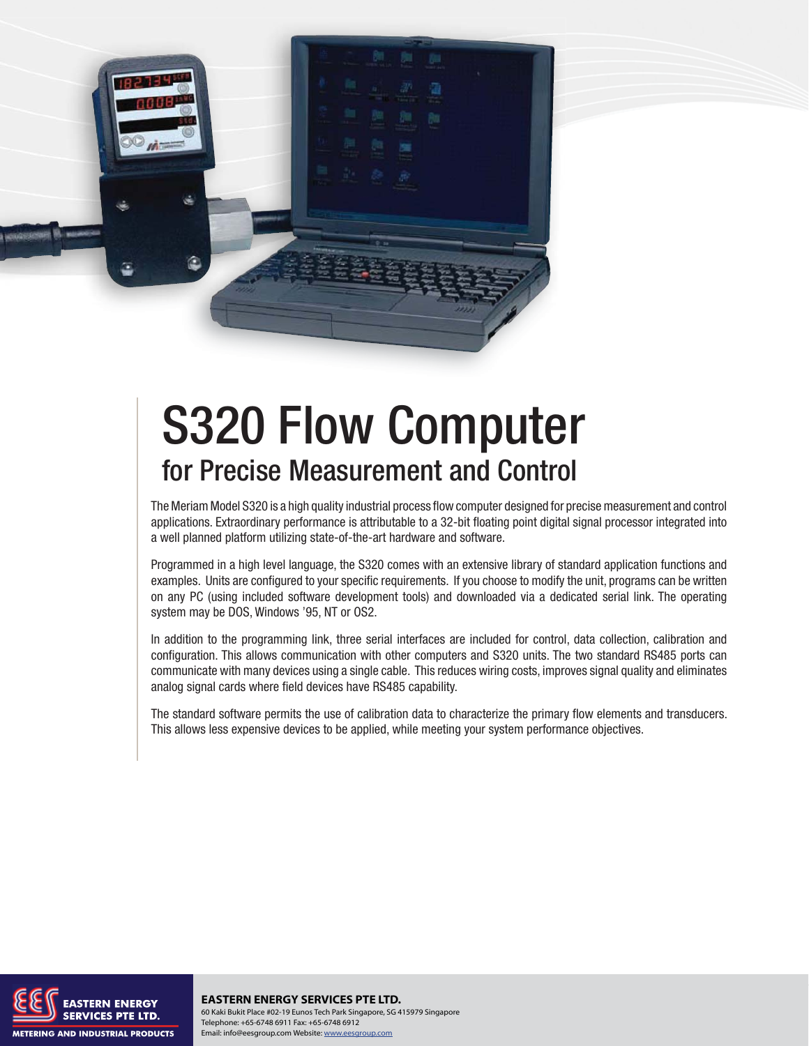# S320 Flow Computer

## for Precise Measurement and Control

The Meriam Model S320 is a high quality industrial process flow computer designed for precise measurement and control applications. Extraordinary performance is attributable to a 32-bit floating point digital signal processor integrated into a well planned platform utilizing state-of-the-art hardware and software.

Programmed in a high level language, the S320 comes with an extensive library of standard application functions and examples. Units are configured to your specific requirements. If you choose to modify the unit, programs can be written on any PC (using included software development tools) and downloaded via a dedicated serial link. The operating system may be DOS, Windows '95, NT or OS2.

In addition to the programming link, three serial interfaces are included for control, data collection, calibration and configuration. This allows communication with other computers and S320 units. The two standard RS485 ports can communicate with many devices using a single cable. This reduces wiring costs, improves signal quality and eliminates analog signal cards where field devices have RS485 capability.

The standard software permits the use of calibration data to characterize the primary flow elements and transducers. This allows less expensive devices to be applied, while meeting your system performance objectives.

**EASTERN ENERGY SERVICES PTE LTD.**
60 Kaki Bukit Place #02-19 Eunos Tech Park Singapore, SG 415979 Singapore
Telephone: +65-6748 6911 Fax: +65-6748 6912
Email: info@eesgroup.com Website: www.eesgroup.com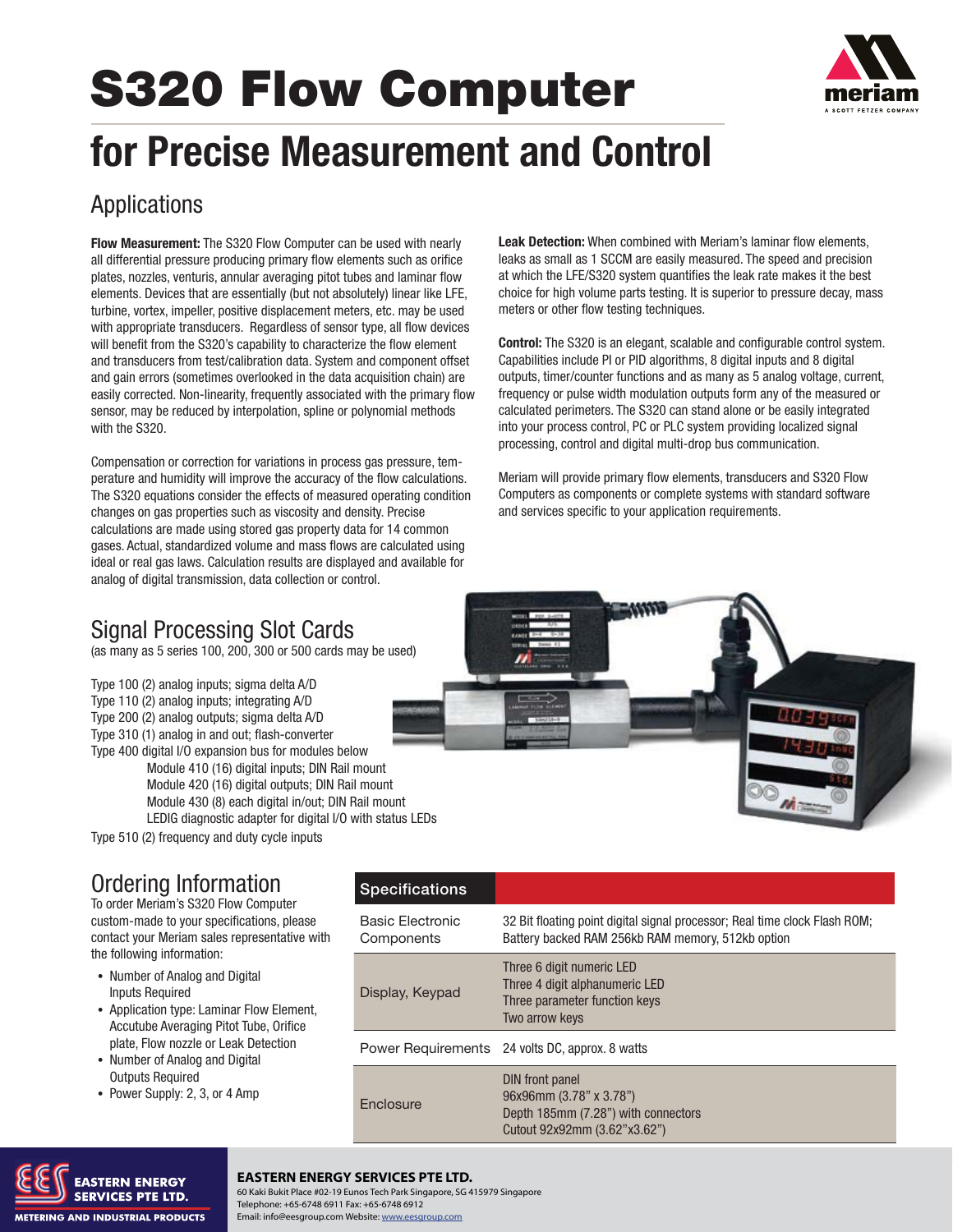# S320 Flow Computer

## for Precise Measurement and Control

## Applications

**Flow Measurement:** The S320 Flow Computer can be used with nearly all differential pressure producing primary flow elements such as orifice plates, nozzles, venturis, annular averaging pitot tubes and laminar flow elements. Devices that are essentially (but not absolutely) linear like LFE, turbine, vortex, impeller, positive displacement meters, etc. may be used with appropriate transducers. Regardless of sensor type, all flow devices will benefit from the S320's capability to characterize the flow element and transducers from test/calibration data. System and component offset and gain errors (sometimes overlooked in the data acquisition chain) are easily corrected. Non-linearity, frequently associated with the primary flow sensor, may be reduced by interpolation, spline or polynomial methods with the S320.

Compensation or correction for variations in process gas pressure, temperature and humidity will improve the accuracy of the flow calculations. The S320 equations consider the effects of measured operating condition changes on gas properties such as viscosity and density. Precise calculations are made using stored gas property data for 14 common gases. Actual, standardized volume and mass flows are calculated using ideal or real gas laws. Calculation results are displayed and available for analog of digital transmission, data collection or control.

**Leak Detection:** When combined with Meriam's laminar flow elements, leaks as small as 1 SCCM are easily measured. The speed and precision at which the LFE/S320 system quantifies the leak rate makes it the best choice for high volume parts testing. It is superior to pressure decay, mass meters or other flow testing techniques.

**Control:** The S320 is an elegant, scalable and configurable control system. Capabilities include PI or PID algorithms, 8 digital inputs and 8 digital outputs, timer/counter functions and as many as 5 analog voltage, current, frequency or pulse width modulation outputs form any of the measured or calculated perimeters. The S320 can stand alone or be easily integrated into your process control, PC or PLC system providing localized signal processing, control and digital multi-drop bus communication.

Meriam will provide primary flow elements, transducers and S320 Flow Computers as components or complete systems with standard software and services specific to your application requirements.

## Signal Processing Slot Cards

(as many as 5 series 100, 200, 300 or 500 cards may be used)

Type 100 (2) analog inputs; sigma delta A/D
Type 110 (2) analog inputs; integrating A/D
Type 200 (2) analog outputs; sigma delta A/D
Type 310 (1) analog in and out; flash-converter
Type 400 digital I/O expansion bus for modules below
- Module 410 (16) digital inputs; DIN Rail mount
- Module 420 (16) digital outputs; DIN Rail mount
- Module 430 (8) each digital in/out; DIN Rail mount
- LEDIG diagnostic adapter for digital I/O with status LEDs

Type 510 (2) frequency and duty cycle inputs

## Ordering Information

To order Meriam's S320 Flow Computer custom-made to your specifications, please contact your Meriam sales representative with the following information:

- Number of Analog and Digital Inputs Required
- Application type: Laminar Flow Element, Accutube Averaging Pitot Tube, Orifice plate, Flow nozzle or Leak Detection
- Number of Analog and Digital Outputs Required
- Power Supply: 2, 3, or 4 Amp

| Specifications | |
|---|---|
| Basic Electronic Components | 32 Bit floating point digital signal processor; Real time clock Flash ROM; Battery backed RAM 256kb RAM memory, 512kb option |
| Display, Keypad | Three 6 digit numeric LED<br>Three 4 digit alphanumeric LED<br>Three parameter function keys<br>Two arrow keys |
| Power Requirements | 24 volts DC, approx. 8 watts |
| Enclosure | DIN front panel<br>96x96mm (3.78" x 3.78")<br>Depth 185mm (7.28") with connectors<br>Cutout 92x92mm (3.62"x3.62") |

**EASTERN ENERGY SERVICES PTE LTD.**
60 Kaki Bukit Place #02-19 Eunos Tech Park Singapore, SG 415979 Singapore
Telephone: +65-6748 6911 Fax: +65-6748 6912
Email: info@eesgroup.com Website: www.eesgroup.com